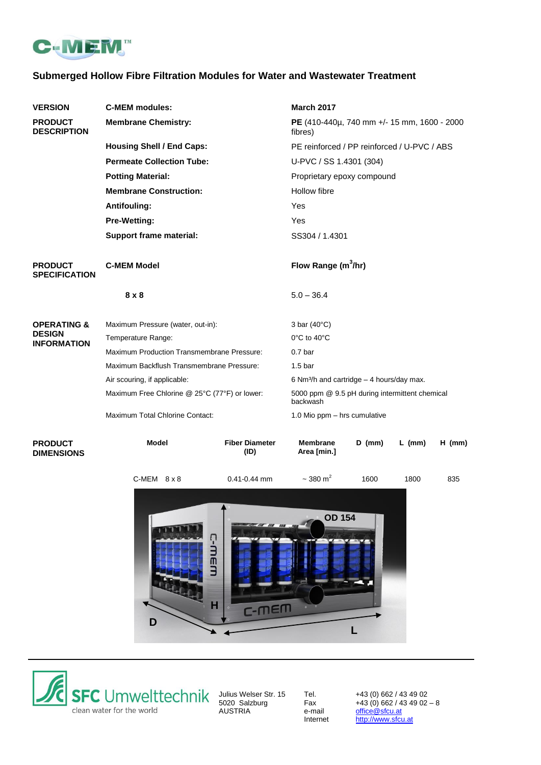**C-MEM™**

## Submerged Hollow Fibre Filtration Modules for Water and Wastewater Treatment

| | | |
|---|---|---|
| **VERSION** | **C-MEM modules:** | **March 2017** |
| **PRODUCT DESCRIPTION** | **Membrane Chemistry:** | **PE** (410-440µ, 740 mm +/- 15 mm, 1600 - 2000 fibres) |
| | **Housing Shell / End Caps:** | PE reinforced / PP reinforced / U-PVC / ABS |
| | **Permeate Collection Tube:** | U-PVC / SS 1.4301 (304) |
| | **Potting Material:** | Proprietary epoxy compound |
| | **Membrane Construction:** | Hollow fibre |
| | **Antifouling:** | Yes |
| | **Pre-Wetting:** | Yes |
| | **Support frame material:** | SS304 / 1.4301 |

| | | |
|---|---|---|
| **PRODUCT SPECIFICATION** | **C-MEM Model** | **Flow Range ($m^3$/hr)** |
| | **8 x 8** | 5.0 – 36.4 |

| | | |
|---|---|---|
| **OPERATING & DESIGN INFORMATION** | Maximum Pressure (water, out-in): | 3 bar (40°C) |
| | Temperature Range: | 0°C to 40°C |
| | Maximum Production Transmembrane Pressure: | 0.7 bar |
| | Maximum Backflush Transmembrane Pressure: | 1.5 bar |
| | Air scouring, if applicable: | 6 Nm³/h and cartridge – 4 hours/day max. |
| | Maximum Free Chlorine @ 25°C (77°F) or lower: | 5000 ppm @ 9.5 pH during intermittent chemical backwash |
| | Maximum Total Chlorine Contact: | 1.0 Mio ppm – hrs cumulative |

| **PRODUCT DIMENSIONS** | **Model** | **Fiber Diameter (ID)** | **Membrane Area [min.]** | **D (mm)** | **L (mm)** | **H (mm)** |
|---|---|---|---|---|---|---|
| | C-MEM 8 x 8 | 0.41-0.44 mm | ~ 380 $m^2$ | 1600 | 1800 | 835 |

---

**SFC Umwelttechnik** – clean water for the world

Julius Welser Str. 15
5020 Salzburg
AUSTRIA

Tel. +43 (0) 662 / 43 49 02
Fax +43 (0) 662 / 43 49 02 – 8
e-mail office@sfcu.at
Internet http://www.sfcu.at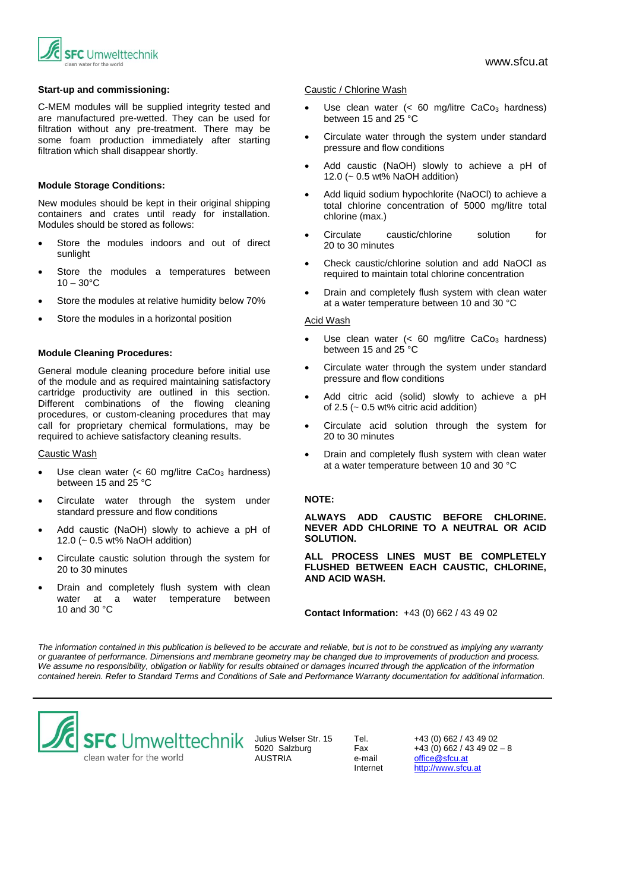### Start-up and commissioning:

C-MEM modules will be supplied integrity tested and are manufactured pre-wetted. They can be used for filtration without any pre-treatment. There may be some foam production immediately after starting filtration which shall disappear shortly.

### Module Storage Conditions:

New modules should be kept in their original shipping containers and crates until ready for installation. Modules should be stored as follows:

- Store the modules indoors and out of direct sunlight
- Store the modules a temperatures between 10 – 30°C
- Store the modules at relative humidity below 70%
- Store the modules in a horizontal position

### Module Cleaning Procedures:

General module cleaning procedure before initial use of the module and as required maintaining satisfactory cartridge productivity are outlined in this section. Different combinations of the flowing cleaning procedures, or custom-cleaning procedures that may call for proprietary chemical formulations, may be required to achieve satisfactory cleaning results.

Caustic Wash

- Use clean water (< 60 mg/litre $CaCo_3$ hardness) between 15 and 25 °C
- Circulate water through the system under standard pressure and flow conditions
- Add caustic (NaOH) slowly to achieve a pH of 12.0 (~ 0.5 wt% NaOH addition)
- Circulate caustic solution through the system for 20 to 30 minutes
- Drain and completely flush system with clean water at a water temperature between 10 and 30 °C

Caustic / Chlorine Wash

- Use clean water (< 60 mg/litre $CaCo_3$ hardness) between 15 and 25 °C
- Circulate water through the system under standard pressure and flow conditions
- Add caustic (NaOH) slowly to achieve a pH of 12.0 (~ 0.5 wt% NaOH addition)
- Add liquid sodium hypochlorite (NaOCl) to achieve a total chlorine concentration of 5000 mg/litre total chlorine (max.)
- Circulate caustic/chlorine solution for 20 to 30 minutes
- Check caustic/chlorine solution and add NaOCl as required to maintain total chlorine concentration
- Drain and completely flush system with clean water at a water temperature between 10 and 30 °C

Acid Wash

- Use clean water (< 60 mg/litre $CaCo_3$ hardness) between 15 and 25 °C
- Circulate water through the system under standard pressure and flow conditions
- Add citric acid (solid) slowly to achieve a pH of 2.5 (~ 0.5 wt% citric acid addition)
- Circulate acid solution through the system for 20 to 30 minutes
- Drain and completely flush system with clean water at a water temperature between 10 and 30 °C

**NOTE:**

**ALWAYS ADD CAUSTIC BEFORE CHLORINE. NEVER ADD CHLORINE TO A NEUTRAL OR ACID SOLUTION.**

**ALL PROCESS LINES MUST BE COMPLETELY FLUSHED BETWEEN EACH CAUSTIC, CHLORINE, AND ACID WASH.**

**Contact Information:** +43 (0) 662 / 43 49 02

*The information contained in this publication is believed to be accurate and reliable, but is not to be construed as implying any warranty or guarantee of performance. Dimensions and membrane geometry may be changed due to improvements of production and process. We assume no responsibility, obligation or liability for results obtained or damages incurred through the application of the information contained herein. Refer to Standard Terms and Conditions of Sale and Performance Warranty documentation for additional information.*

SFC Umwelttechnik
clean water for the world

Julius Welser Str. 15
5020 Salzburg
AUSTRIA

| | |
|---|---|
| Tel. | +43 (0) 662 / 43 49 02 |
| Fax | +43 (0) 662 / 43 49 02 – 8 |
| e-mail | office@sfcu.at |
| Internet | http://www.sfcu.at |